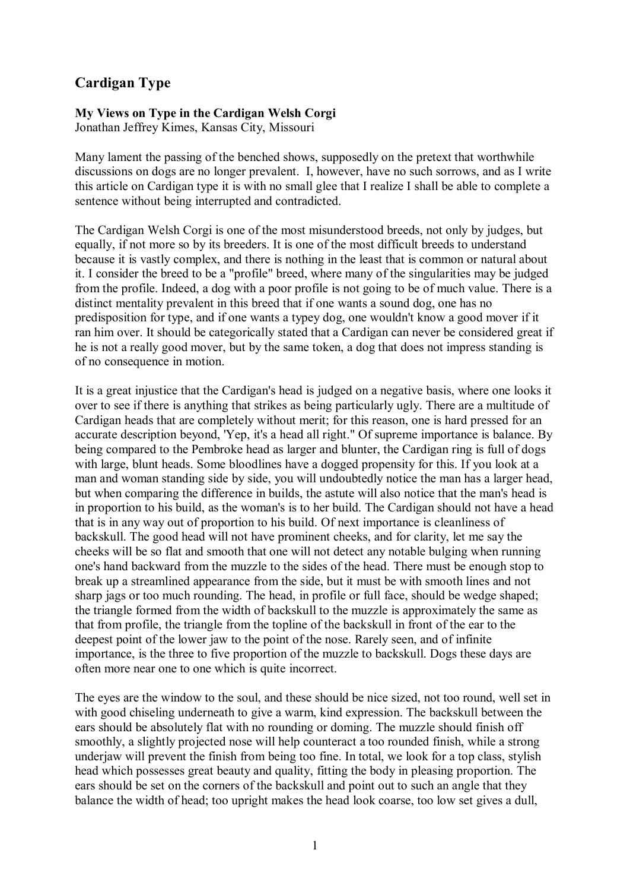## Cardigan Type

**My Views on Type in the Cardigan Welsh Corgi**
Jonathan Jeffrey Kimes, Kansas City, Missouri

Many lament the passing of the benched shows, supposedly on the pretext that worthwhile discussions on dogs are no longer prevalent. I, however, have no such sorrows, and as I write this article on Cardigan type it is with no small glee that I realize I shall be able to complete a sentence without being interrupted and contradicted.

The Cardigan Welsh Corgi is one of the most misunderstood breeds, not only by judges, but equally, if not more so by its breeders. It is one of the most difficult breeds to understand because it is vastly complex, and there is nothing in the least that is common or natural about it. I consider the breed to be a "profile" breed, where many of the singularities may be judged from the profile. Indeed, a dog with a poor profile is not going to be of much value. There is a distinct mentality prevalent in this breed that if one wants a sound dog, one has no predisposition for type, and if one wants a typey dog, one wouldn't know a good mover if it ran him over. It should be categorically stated that a Cardigan can never be considered great if he is not a really good mover, but by the same token, a dog that does not impress standing is of no consequence in motion.

It is a great injustice that the Cardigan's head is judged on a negative basis, where one looks it over to see if there is anything that strikes as being particularly ugly. There are a multitude of Cardigan heads that are completely without merit; for this reason, one is hard pressed for an accurate description beyond, 'Yep, it's a head all right." Of supreme importance is balance. By being compared to the Pembroke head as larger and blunter, the Cardigan ring is full of dogs with large, blunt heads. Some bloodlines have a dogged propensity for this. If you look at a man and woman standing side by side, you will undoubtedly notice the man has a larger head, but when comparing the difference in builds, the astute will also notice that the man's head is in proportion to his build, as the woman's is to her build. The Cardigan should not have a head that is in any way out of proportion to his build. Of next importance is cleanliness of backskull. The good head will not have prominent cheeks, and for clarity, let me say the cheeks will be so flat and smooth that one will not detect any notable bulging when running one's hand backward from the muzzle to the sides of the head. There must be enough stop to break up a streamlined appearance from the side, but it must be with smooth lines and not sharp jags or too much rounding. The head, in profile or full face, should be wedge shaped; the triangle formed from the width of backskull to the muzzle is approximately the same as that from profile, the triangle from the topline of the backskull in front of the ear to the deepest point of the lower jaw to the point of the nose. Rarely seen, and of infinite importance, is the three to five proportion of the muzzle to backskull. Dogs these days are often more near one to one which is quite incorrect.

The eyes are the window to the soul, and these should be nice sized, not too round, well set in with good chiseling underneath to give a warm, kind expression. The backskull between the ears should be absolutely flat with no rounding or doming. The muzzle should finish off smoothly, a slightly projected nose will help counteract a too rounded finish, while a strong underjaw will prevent the finish from being too fine. In total, we look for a top class, stylish head which possesses great beauty and quality, fitting the body in pleasing proportion. The ears should be set on the corners of the backskull and point out to such an angle that they balance the width of head; too upright makes the head look coarse, too low set gives a dull,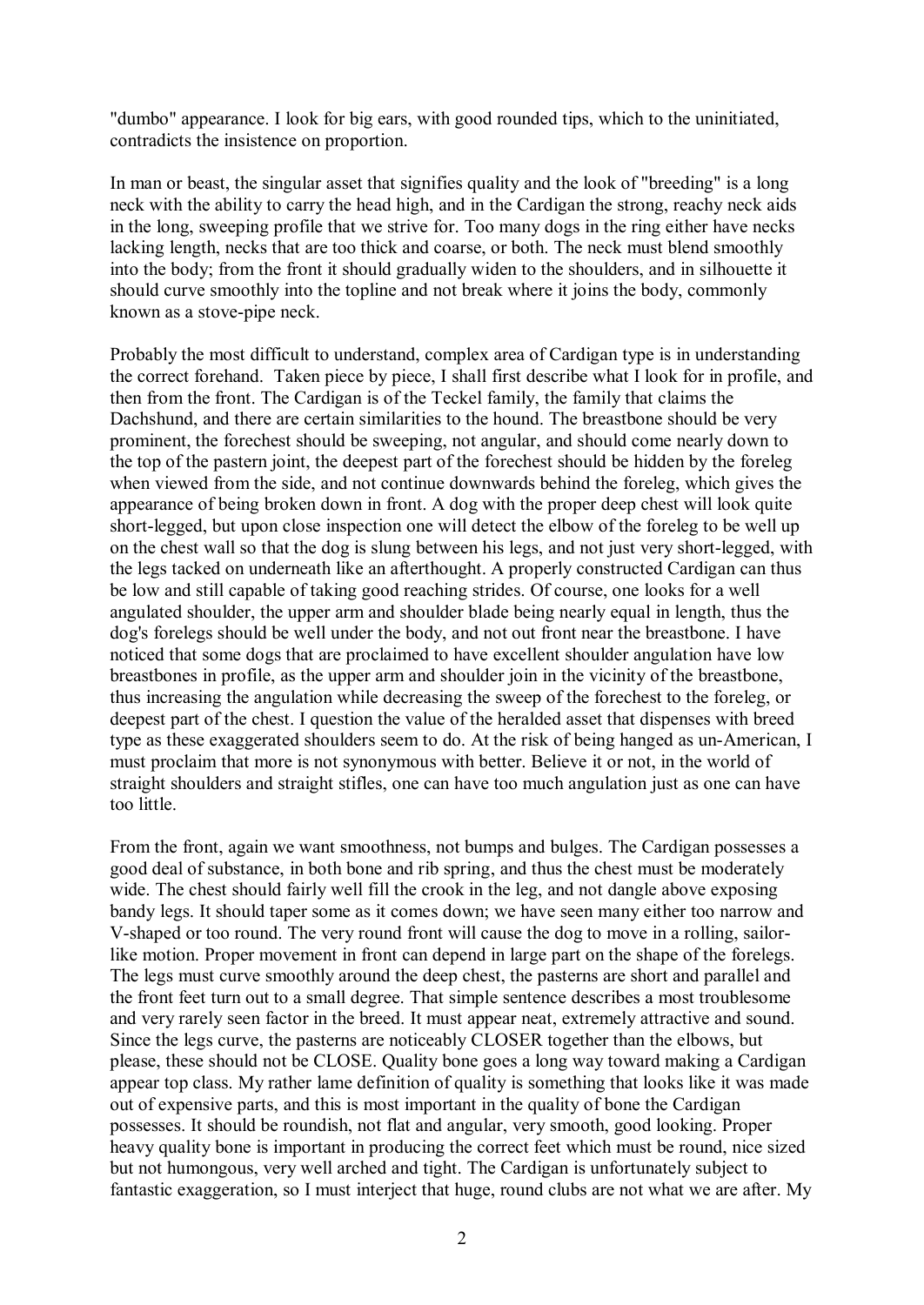"dumbo" appearance. I look for big ears, with good rounded tips, which to the uninitiated, contradicts the insistence on proportion.

In man or beast, the singular asset that signifies quality and the look of "breeding" is a long neck with the ability to carry the head high, and in the Cardigan the strong, reachy neck aids in the long, sweeping profile that we strive for. Too many dogs in the ring either have necks lacking length, necks that are too thick and coarse, or both. The neck must blend smoothly into the body; from the front it should gradually widen to the shoulders, and in silhouette it should curve smoothly into the topline and not break where it joins the body, commonly known as a stove-pipe neck.

Probably the most difficult to understand, complex area of Cardigan type is in understanding the correct forehand. Taken piece by piece, I shall first describe what I look for in profile, and then from the front. The Cardigan is of the Teckel family, the family that claims the Dachshund, and there are certain similarities to the hound. The breastbone should be very prominent, the forechest should be sweeping, not angular, and should come nearly down to the top of the pastern joint, the deepest part of the forechest should be hidden by the foreleg when viewed from the side, and not continue downwards behind the foreleg, which gives the appearance of being broken down in front. A dog with the proper deep chest will look quite short-legged, but upon close inspection one will detect the elbow of the foreleg to be well up on the chest wall so that the dog is slung between his legs, and not just very short-legged, with the legs tacked on underneath like an afterthought. A properly constructed Cardigan can thus be low and still capable of taking good reaching strides. Of course, one looks for a well angulated shoulder, the upper arm and shoulder blade being nearly equal in length, thus the dog's forelegs should be well under the body, and not out front near the breastbone. I have noticed that some dogs that are proclaimed to have excellent shoulder angulation have low breastbones in profile, as the upper arm and shoulder join in the vicinity of the breastbone, thus increasing the angulation while decreasing the sweep of the forechest to the foreleg, or deepest part of the chest. I question the value of the heralded asset that dispenses with breed type as these exaggerated shoulders seem to do. At the risk of being hanged as un-American, I must proclaim that more is not synonymous with better. Believe it or not, in the world of straight shoulders and straight stifles, one can have too much angulation just as one can have too little.

From the front, again we want smoothness, not bumps and bulges. The Cardigan possesses a good deal of substance, in both bone and rib spring, and thus the chest must be moderately wide. The chest should fairly well fill the crook in the leg, and not dangle above exposing bandy legs. It should taper some as it comes down; we have seen many either too narrow and V-shaped or too round. The very round front will cause the dog to move in a rolling, sailor-like motion. Proper movement in front can depend in large part on the shape of the forelegs. The legs must curve smoothly around the deep chest, the pasterns are short and parallel and the front feet turn out to a small degree. That simple sentence describes a most troublesome and very rarely seen factor in the breed. It must appear neat, extremely attractive and sound. Since the legs curve, the pasterns are noticeably CLOSER together than the elbows, but please, these should not be CLOSE. Quality bone goes a long way toward making a Cardigan appear top class. My rather lame definition of quality is something that looks like it was made out of expensive parts, and this is most important in the quality of bone the Cardigan possesses. It should be roundish, not flat and angular, very smooth, good looking. Proper heavy quality bone is important in producing the correct feet which must be round, nice sized but not humongous, very well arched and tight. The Cardigan is unfortunately subject to fantastic exaggeration, so I must interject that huge, round clubs are not what we are after. My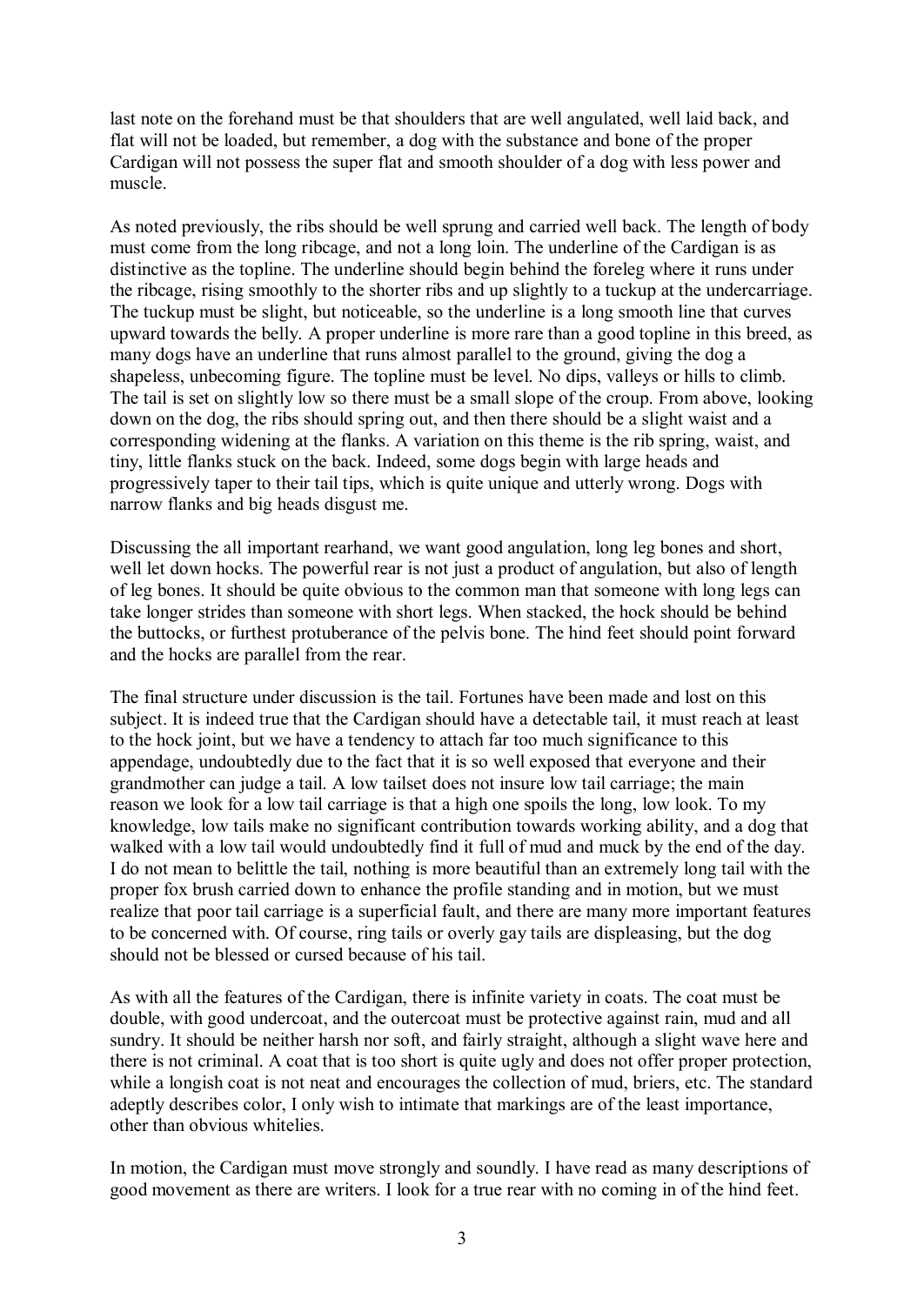last note on the forehand must be that shoulders that are well angulated, well laid back, and flat will not be loaded, but remember, a dog with the substance and bone of the proper Cardigan will not possess the super flat and smooth shoulder of a dog with less power and muscle.

As noted previously, the ribs should be well sprung and carried well back. The length of body must come from the long ribcage, and not a long loin. The underline of the Cardigan is as distinctive as the topline. The underline should begin behind the foreleg where it runs under the ribcage, rising smoothly to the shorter ribs and up slightly to a tuckup at the undercarriage. The tuckup must be slight, but noticeable, so the underline is a long smooth line that curves upward towards the belly. A proper underline is more rare than a good topline in this breed, as many dogs have an underline that runs almost parallel to the ground, giving the dog a shapeless, unbecoming figure. The topline must be level. No dips, valleys or hills to climb. The tail is set on slightly low so there must be a small slope of the croup. From above, looking down on the dog, the ribs should spring out, and then there should be a slight waist and a corresponding widening at the flanks. A variation on this theme is the rib spring, waist, and tiny, little flanks stuck on the back. Indeed, some dogs begin with large heads and progressively taper to their tail tips, which is quite unique and utterly wrong. Dogs with narrow flanks and big heads disgust me.

Discussing the all important rearhand, we want good angulation, long leg bones and short, well let down hocks. The powerful rear is not just a product of angulation, but also of length of leg bones. It should be quite obvious to the common man that someone with long legs can take longer strides than someone with short legs. When stacked, the hock should be behind the buttocks, or furthest protuberance of the pelvis bone. The hind feet should point forward and the hocks are parallel from the rear.

The final structure under discussion is the tail. Fortunes have been made and lost on this subject. It is indeed true that the Cardigan should have a detectable tail, it must reach at least to the hock joint, but we have a tendency to attach far too much significance to this appendage, undoubtedly due to the fact that it is so well exposed that everyone and their grandmother can judge a tail. A low tailset does not insure low tail carriage; the main reason we look for a low tail carriage is that a high one spoils the long, low look. To my knowledge, low tails make no significant contribution towards working ability, and a dog that walked with a low tail would undoubtedly find it full of mud and muck by the end of the day. I do not mean to belittle the tail, nothing is more beautiful than an extremely long tail with the proper fox brush carried down to enhance the profile standing and in motion, but we must realize that poor tail carriage is a superficial fault, and there are many more important features to be concerned with. Of course, ring tails or overly gay tails are displeasing, but the dog should not be blessed or cursed because of his tail.

As with all the features of the Cardigan, there is infinite variety in coats. The coat must be double, with good undercoat, and the outercoat must be protective against rain, mud and all sundry. It should be neither harsh nor soft, and fairly straight, although a slight wave here and there is not criminal. A coat that is too short is quite ugly and does not offer proper protection, while a longish coat is not neat and encourages the collection of mud, briers, etc. The standard adeptly describes color, I only wish to intimate that markings are of the least importance, other than obvious whitelies.

In motion, the Cardigan must move strongly and soundly. I have read as many descriptions of good movement as there are writers. I look for a true rear with no coming in of the hind feet.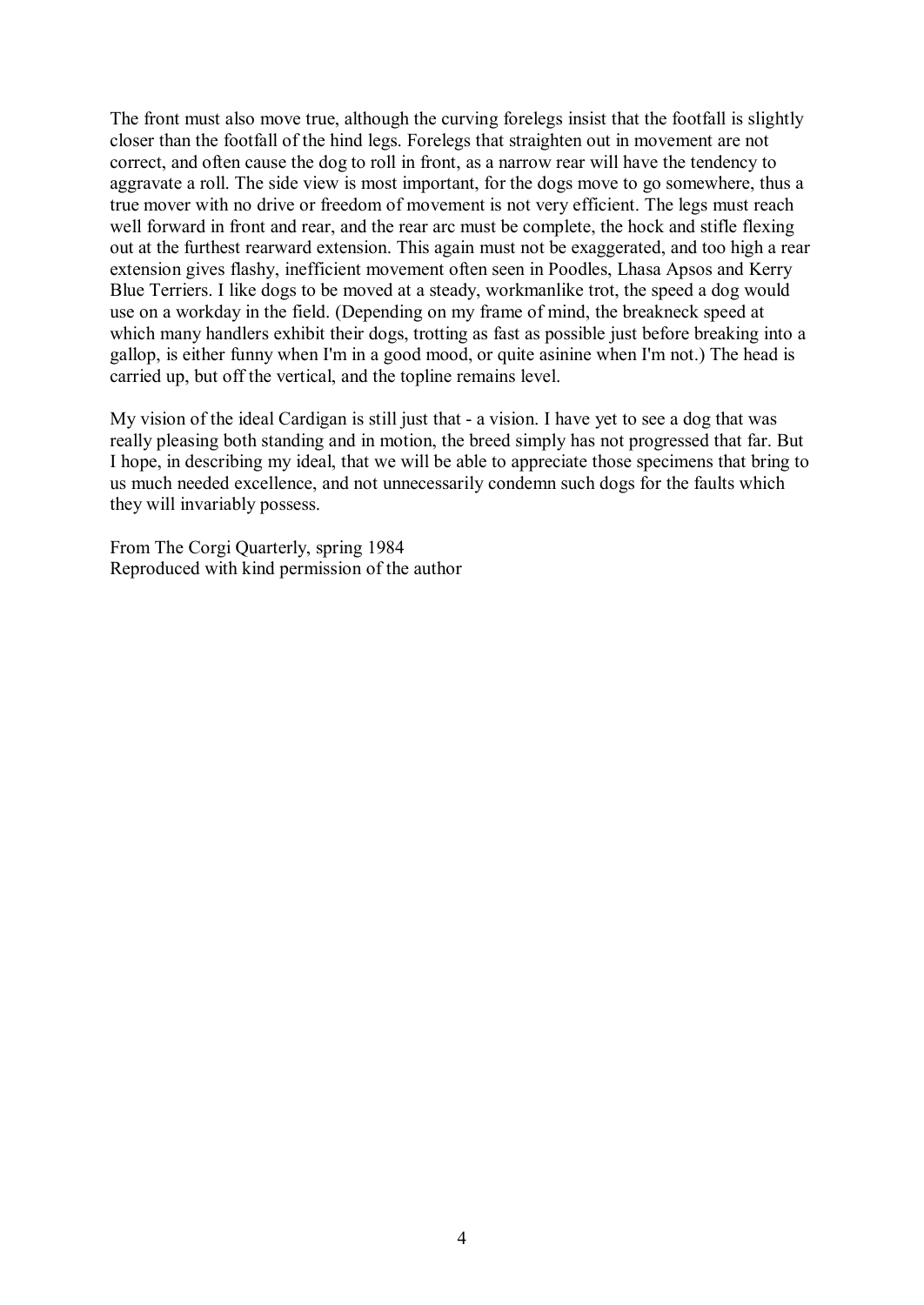The front must also move true, although the curving forelegs insist that the footfall is slightly closer than the footfall of the hind legs. Forelegs that straighten out in movement are not correct, and often cause the dog to roll in front, as a narrow rear will have the tendency to aggravate a roll. The side view is most important, for the dogs move to go somewhere, thus a true mover with no drive or freedom of movement is not very efficient. The legs must reach well forward in front and rear, and the rear arc must be complete, the hock and stifle flexing out at the furthest rearward extension. This again must not be exaggerated, and too high a rear extension gives flashy, inefficient movement often seen in Poodles, Lhasa Apsos and Kerry Blue Terriers. I like dogs to be moved at a steady, workmanlike trot, the speed a dog would use on a workday in the field. (Depending on my frame of mind, the breakneck speed at which many handlers exhibit their dogs, trotting as fast as possible just before breaking into a gallop, is either funny when I'm in a good mood, or quite asinine when I'm not.) The head is carried up, but off the vertical, and the topline remains level.

My vision of the ideal Cardigan is still just that - a vision. I have yet to see a dog that was really pleasing both standing and in motion, the breed simply has not progressed that far. But I hope, in describing my ideal, that we will be able to appreciate those specimens that bring to us much needed excellence, and not unnecessarily condemn such dogs for the faults which they will invariably possess.

From The Corgi Quarterly, spring 1984
Reproduced with kind permission of the author